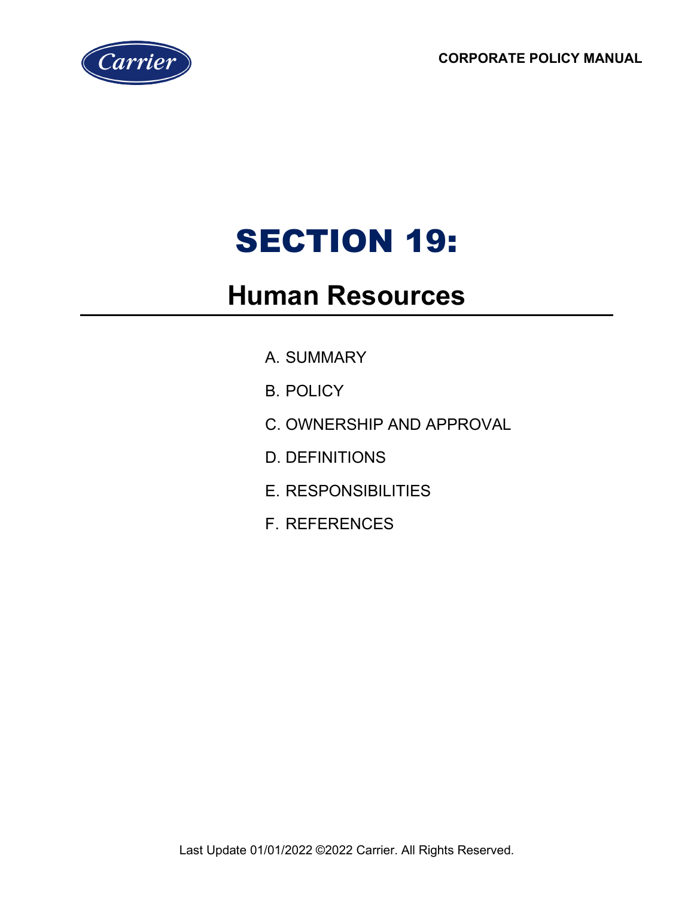CORPORATE POLICY MANUAL

# SECTION 19:

## Human Resources

A. SUMMARY

B. POLICY

C. OWNERSHIP AND APPROVAL

D. DEFINITIONS

E. RESPONSIBILITIES

F. REFERENCES

Last Update 01/01/2022 ©2022 Carrier. All Rights Reserved.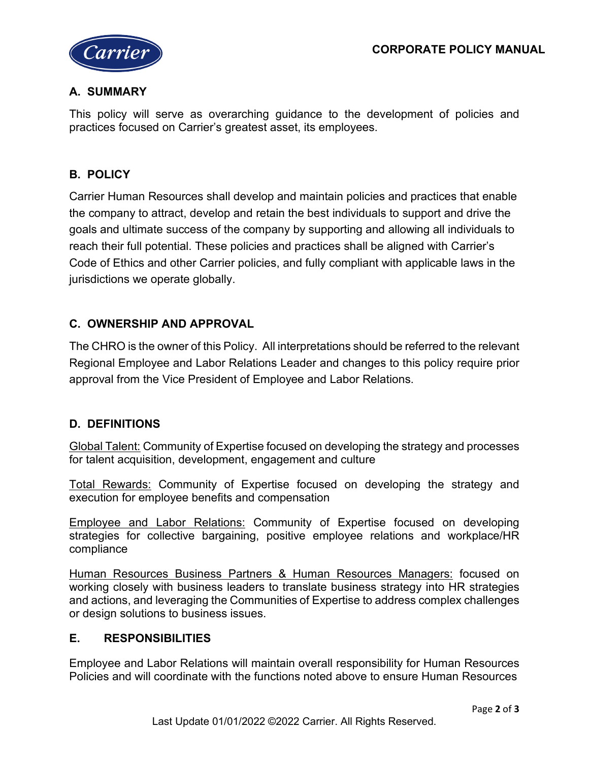## A. SUMMARY

This policy will serve as overarching guidance to the development of policies and practices focused on Carrier's greatest asset, its employees.

## B. POLICY

Carrier Human Resources shall develop and maintain policies and practices that enable the company to attract, develop and retain the best individuals to support and drive the goals and ultimate success of the company by supporting and allowing all individuals to reach their full potential. These policies and practices shall be aligned with Carrier's Code of Ethics and other Carrier policies, and fully compliant with applicable laws in the jurisdictions we operate globally.

## C. OWNERSHIP AND APPROVAL

The CHRO is the owner of this Policy. All interpretations should be referred to the relevant Regional Employee and Labor Relations Leader and changes to this policy require prior approval from the Vice President of Employee and Labor Relations.

## D. DEFINITIONS

<u>Global Talent:</u> Community of Expertise focused on developing the strategy and processes for talent acquisition, development, engagement and culture

<u>Total Rewards:</u> Community of Expertise focused on developing the strategy and execution for employee benefits and compensation

<u>Employee and Labor Relations:</u> Community of Expertise focused on developing strategies for collective bargaining, positive employee relations and workplace/HR compliance

<u>Human Resources Business Partners & Human Resources Managers:</u> focused on working closely with business leaders to translate business strategy into HR strategies and actions, and leveraging the Communities of Expertise to address complex challenges or design solutions to business issues.

## E. RESPONSIBILITIES

Employee and Labor Relations will maintain overall responsibility for Human Resources Policies and will coordinate with the functions noted above to ensure Human Resources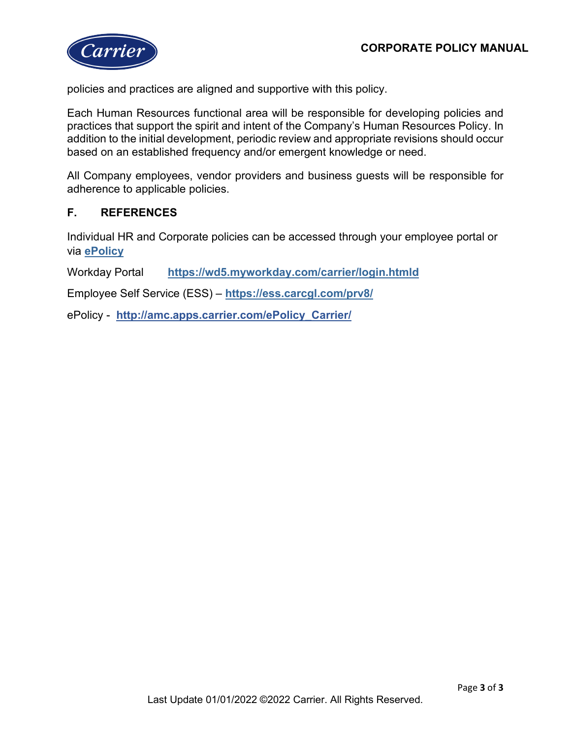policies and practices are aligned and supportive with this policy.

Each Human Resources functional area will be responsible for developing policies and practices that support the spirit and intent of the Company's Human Resources Policy. In addition to the initial development, periodic review and appropriate revisions should occur based on an established frequency and/or emergent knowledge or need.

All Company employees, vendor providers and business guests will be responsible for adherence to applicable policies.

## F. REFERENCES

Individual HR and Corporate policies can be accessed through your employee portal or via **ePolicy**

Workday Portal **https://wd5.myworkday.com/carrier/login.htmld**

Employee Self Service (ESS) – **https://ess.carcgl.com/prv8/**

ePolicy - **http://amc.apps.carrier.com/ePolicy_Carrier/**